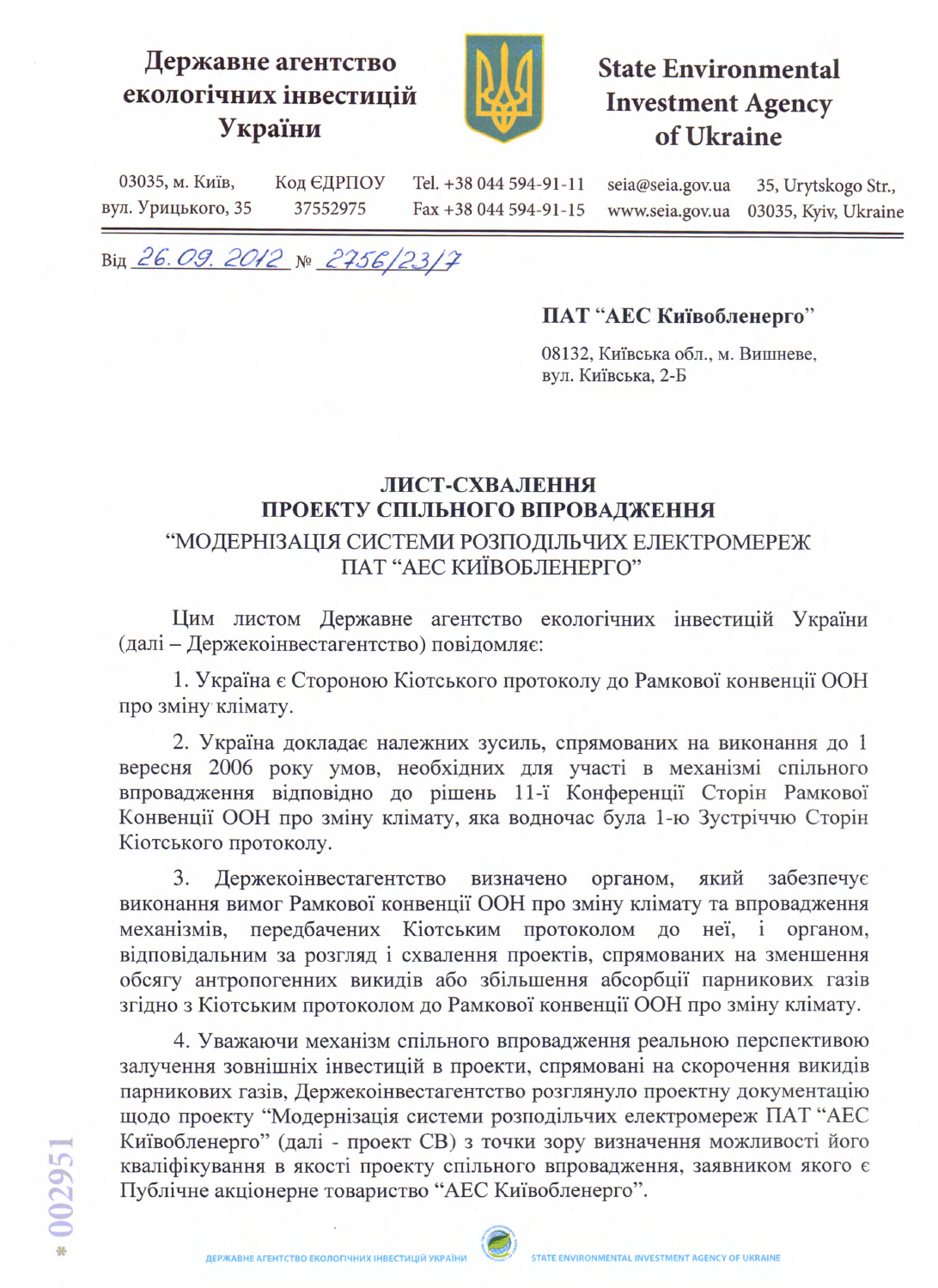**Державне агентство екологічних інвестицій України**

**State Environmental Investment Agency of Ukraine**

03035, м. Київ, вул. Урицького, 35 | Код ЄДРПОУ 37552975 | Tel. +38 044 594-91-11 Fax +38 044 594-91-15 | seia@seia.gov.ua www.seia.gov.ua | 35, Urytskogo Str., 03035, Kyiv, Ukraine

Від 26.09.2012 № 2756/23/7

**ПАТ "АЕС Київобленерго"**

08132, Київська обл., м. Вишневе,
вул. Київська, 2-Б

## ЛИСТ-СХВАЛЕННЯ ПРОЕКТУ СПІЛЬНОГО ВПРОВАДЖЕННЯ

## "МОДЕРНІЗАЦІЯ СИСТЕМИ РОЗПОДІЛЬЧИХ ЕЛЕКТРОМЕРЕЖ ПАТ "АЕС КИЇВОБЛЕНЕРГО"

Цим листом Державне агентство екологічних інвестицій України (далі – Держекоінвестагентство) повідомляє:

1. Україна є Стороною Кіотського протоколу до Рамкової конвенції ООН про зміну клімату.

2. Україна докладає належних зусиль, спрямованих на виконання до 1 вересня 2006 року умов, необхідних для участі в механізмі спільного впровадження відповідно до рішень 11-ї Конференції Сторін Рамкової Конвенції ООН про зміну клімату, яка водночас була 1-ю Зустріччю Сторін Кіотського протоколу.

3. Держекоінвестагентство визначено органом, який забезпечує виконання вимог Рамкової конвенції ООН про зміну клімату та впровадження механізмів, передбачених Кіотським протоколом до неї, і органом, відповідальним за розгляд і схвалення проектів, спрямованих на зменшення обсягу антропогенних викидів або збільшення абсорбції парникових газів згідно з Кіотським протоколом до Рамкової конвенції ООН про зміну клімату.

4. Уважаючи механізм спільного впровадження реальною перспективою залучення зовнішніх інвестицій в проекти, спрямовані на скорочення викидів парникових газів, Держекоінвестагентство розглянуло проектну документацію щодо проекту "Модернізація системи розподільчих електромереж ПАТ "АЕС Київобленерго" (далі - проект СВ) з точки зору визначення можливості його кваліфікування в якості проекту спільного впровадження, заявником якого є Публічне акціонерне товариство "АЕС Київобленерго".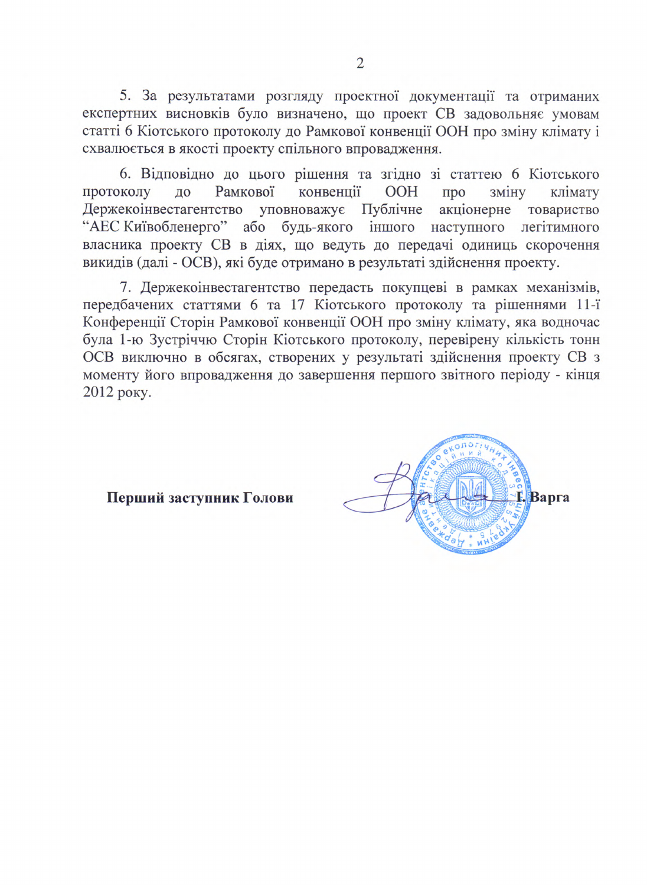5. За результатами розгляду проектної документації та отриманих експертних висновків було визначено, що проект СВ задовольняє умовам статті 6 Кіотського протоколу до Рамкової конвенції ООН про зміну клімату і схвалюється в якості проекту спільного впровадження.

6. Відповідно до цього рішення та згідно зі статтею 6 Кіотського протоколу до Рамкової конвенції ООН про зміну клімату Держекоінвестагентство уповноважує Публічне акціонерне товариство "АЕС Київобленерго" або будь-якого іншого наступного легітимного власника проекту СВ в діях, що ведуть до передачі одиниць скорочення викидів (далі - ОСВ), які буде отримано в результаті здійснення проекту.

7. Держекоінвестагентство передасть покупцеві в рамках механізмів, передбачених статтями 6 та 17 Кіотського протоколу та рішеннями 11-ї Конференції Сторін Рамкової конвенції ООН про зміну клімату, яка водночас була 1-ю Зустріччю Сторін Кіотського протоколу, перевірену кількість тонн ОСВ виключно в обсягах, створених у результаті здійснення проекту СВ з моменту його впровадження до завершення першого звітного періоду - кінця 2012 року.

**Перший заступник Голови** **І. Варга**